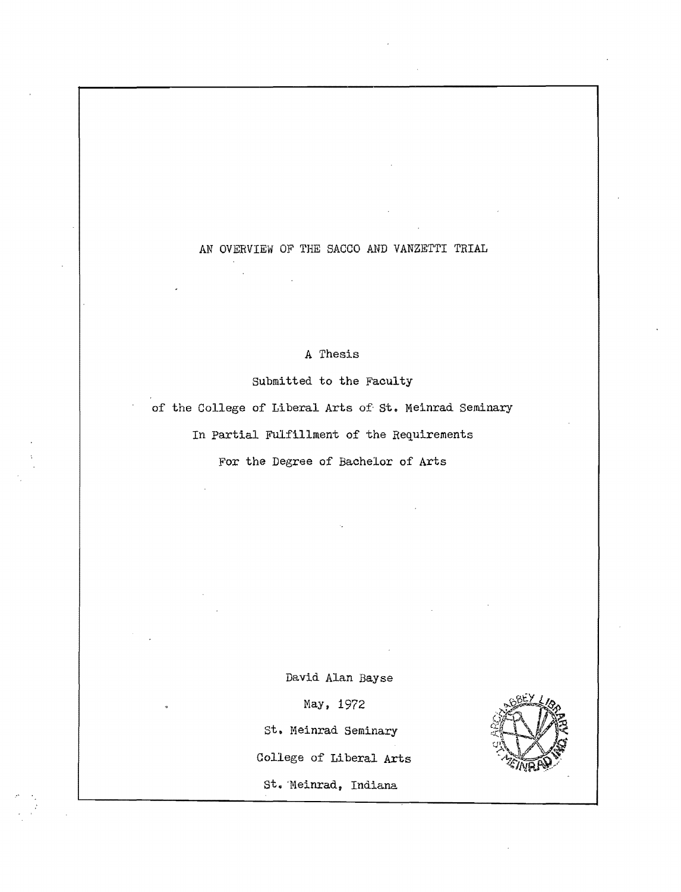# AN OVERVIEW OF THE SACCO AND VANZETTI TRIAL

A Thesis

Submitted to the Faculty

of the College of Liberal Arts of St. Meinrad Seminary

In Partial Fulfillment of the Requirements

For the Degree of Bachelor of Arts

David Alan Bayse

May, 1972

St. Meinrad Seminary

College of Liberal Arts

St. Meinrad, Indiana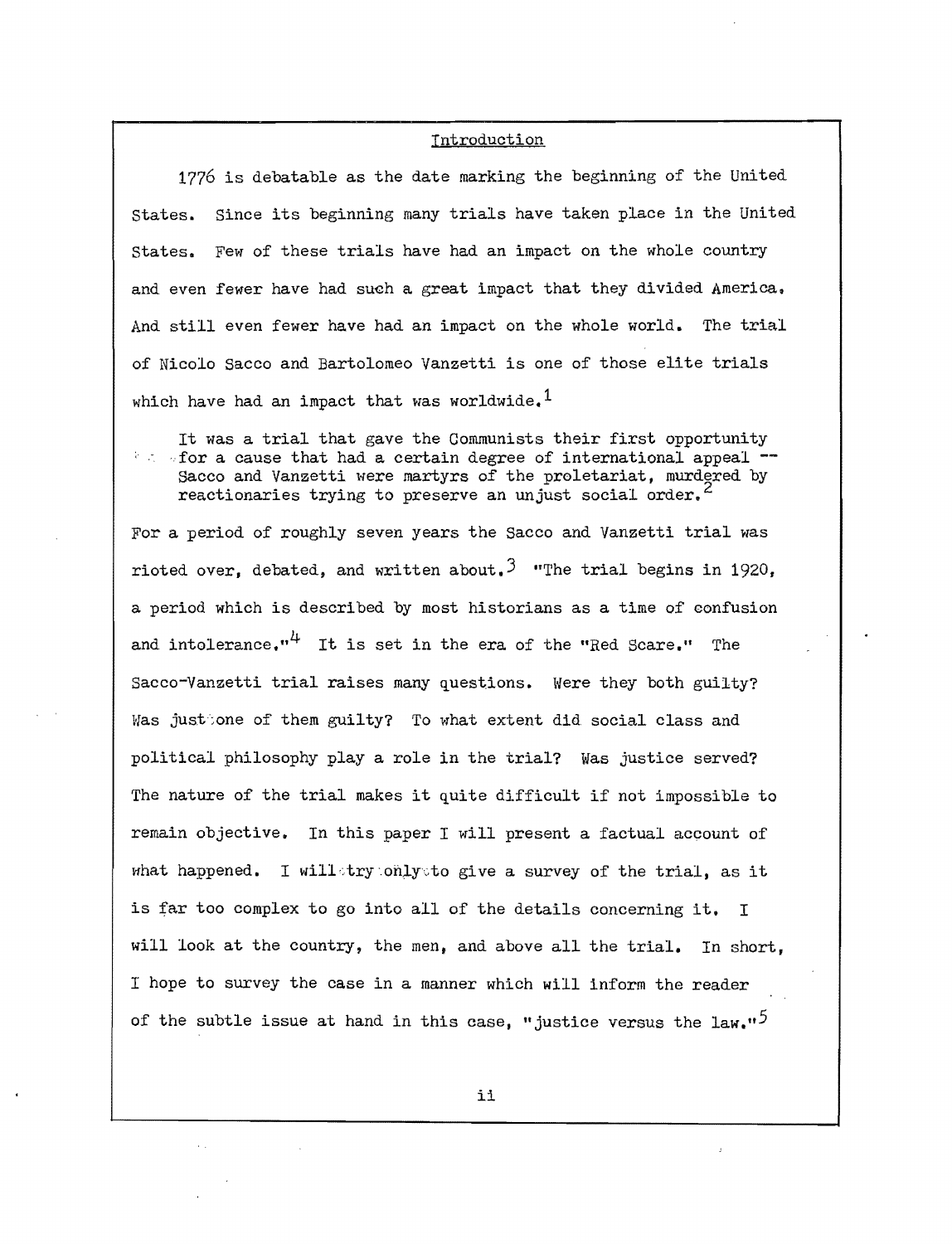## Introduction

1776 is debatable as the date marking the beginning of the United States. Since its beginning many trials have taken place in the United States. Few of these trials have had an impact on the whole country and even fewer have had such a great impact that they divided America. And still even fewer have had an impact on the whole world. The trial of Nicolo Sacco and Bartolomeo Vanzetti is one of those elite trials which have had an impact that was worldwide.[1]

> It was a trial that gave the Communists their first opportunity for a cause that had a certain degree of international appeal -- Sacco and Vanzetti were martyrs of the proletariat, murdered by reactionaries trying to preserve an unjust social order.[2]

For a period of roughly seven years the Sacco and Vanzetti trial was rioted over, debated, and written about.[3] "The trial begins in 1920, a period which is described by most historians as a time of confusion and intolerance."[4] It is set in the era of the "Red Scare." The Sacco-Vanzetti trial raises many questions. Were they both guilty? Was just one of them guilty? To what extent did social class and political philosophy play a role in the trial? Was justice served? The nature of the trial makes it quite difficult if not impossible to remain objective. In this paper I will present a factual account of what happened. I will try only to give a survey of the trial, as it is far too complex to go into all of the details concerning it. I will look at the country, the men, and above all the trial. In short, I hope to survey the case in a manner which will inform the reader of the subtle issue at hand in this case, "justice versus the law."[5]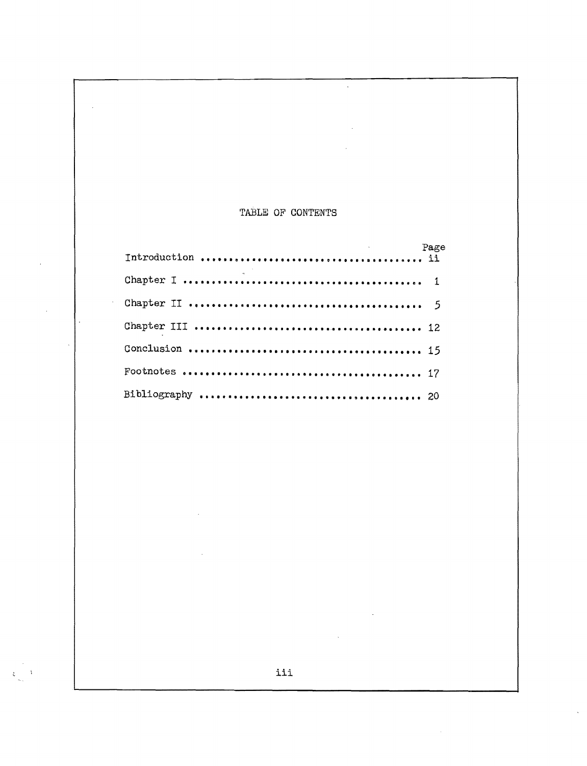# TABLE OF CONTENTS

| | Page |
|---|---|
| Introduction | ii |
| Chapter I | 1 |
| Chapter II | 5 |
| Chapter III | 12 |
| Conclusion | 15 |
| Footnotes | 17 |
| Bibliography | 20 |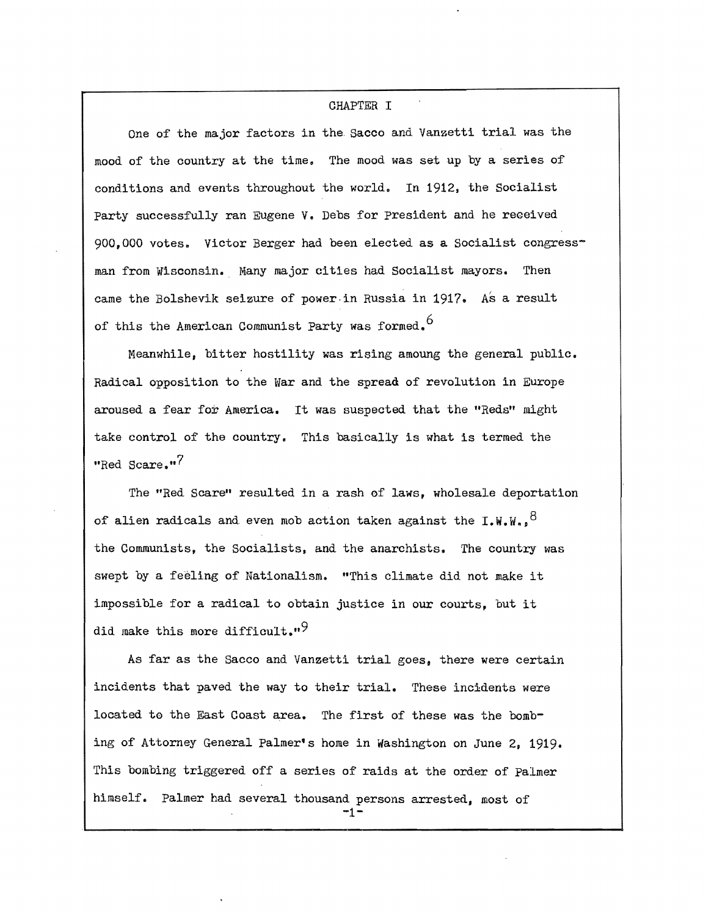# CHAPTER I

One of the major factors in the Sacco and Vanzetti trial was the mood of the country at the time. The mood was set up by a series of conditions and events throughout the world. In 1912, the Socialist Party successfully ran Eugene V. Debs for President and he received 900,000 votes. Victor Berger had been elected as a Socialist congressman from Wisconsin. Many major cities had Socialist mayors. Then came the Bolshevik seizure of power in Russia in 1917. As a result of this the American Communist Party was formed.[6]

Meanwhile, bitter hostility was rising amoung the general public. Radical opposition to the War and the spread of revolution in Europe aroused a fear for America. It was suspected that the "Reds" might take control of the country. This basically is what is termed the "Red Scare."[7]

The "Red Scare" resulted in a rash of laws, wholesale deportation of alien radicals and even mob action taken against the I.W.W.,[8] the Communists, the Socialists, and the anarchists. The country was swept by a feeling of Nationalism. "This climate did not make it impossible for a radical to obtain justice in our courts, but it did make this more difficult."[9]

As far as the Sacco and Vanzetti trial goes, there were certain incidents that paved the way to their trial. These incidents were located to the East Coast area. The first of these was the bombing of Attorney General Palmer's home in Washington on June 2, 1919. This bombing triggered off a series of raids at the order of Palmer himself. Palmer had several thousand persons arrested, most of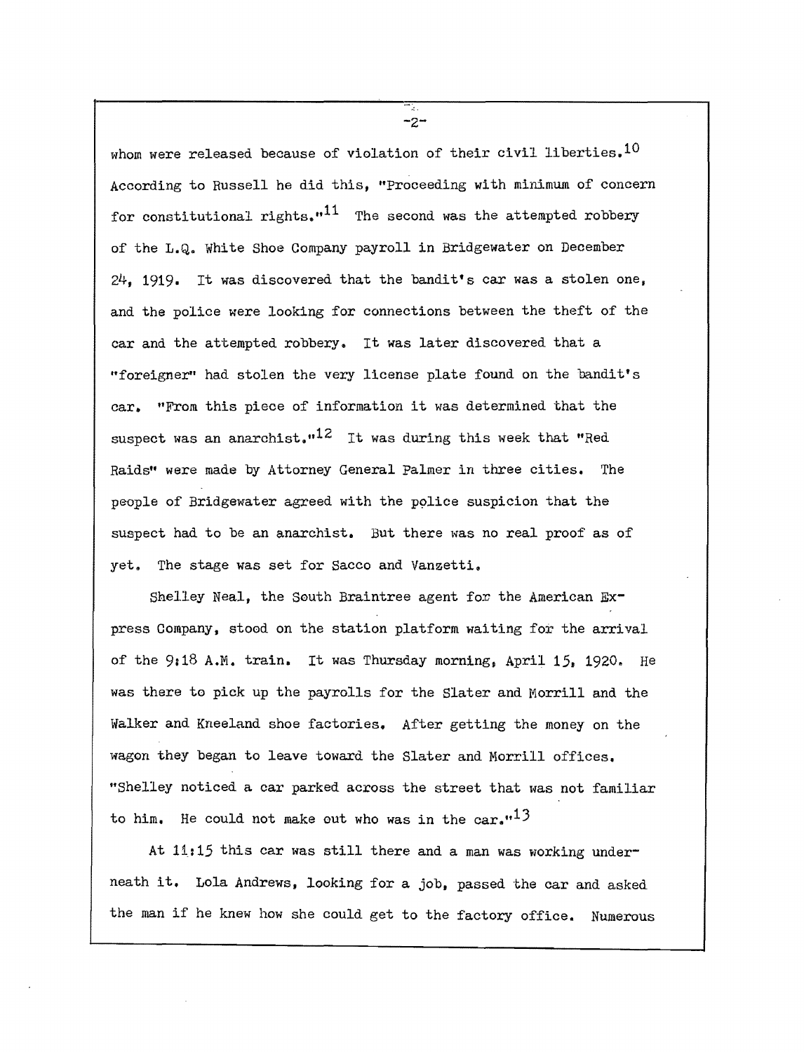whom were released because of violation of their civil liberties.[10] According to Russell he did this, "Proceeding with minimum of concern for constitutional rights."[11] The second was the attempted robbery of the L.Q. White Shoe Company payroll in Bridgewater on December 24, 1919. It was discovered that the bandit's car was a stolen one, and the police were looking for connections between the theft of the car and the attempted robbery. It was later discovered that a "foreigner" had stolen the very license plate found on the bandit's car. "From this piece of information it was determined that the suspect was an anarchist."[12] It was during this week that "Red Raids" were made by Attorney General Palmer in three cities. The people of Bridgewater agreed with the police suspicion that the suspect had to be an anarchist. But there was no real proof as of yet. The stage was set for Sacco and Vanzetti.

Shelley Neal, the South Braintree agent for the American Express Company, stood on the station platform waiting for the arrival of the 9:18 A.M. train. It was Thursday morning, April 15, 1920. He was there to pick up the payrolls for the Slater and Morrill and the Walker and Kneeland shoe factories. After getting the money on the wagon they began to leave toward the Slater and Morrill offices. "Shelley noticed a car parked across the street that was not familiar to him. He could not make out who was in the car."[13]

At 11:15 this car was still there and a man was working underneath it. Lola Andrews, looking for a job, passed the car and asked the man if he knew how she could get to the factory office. Numerous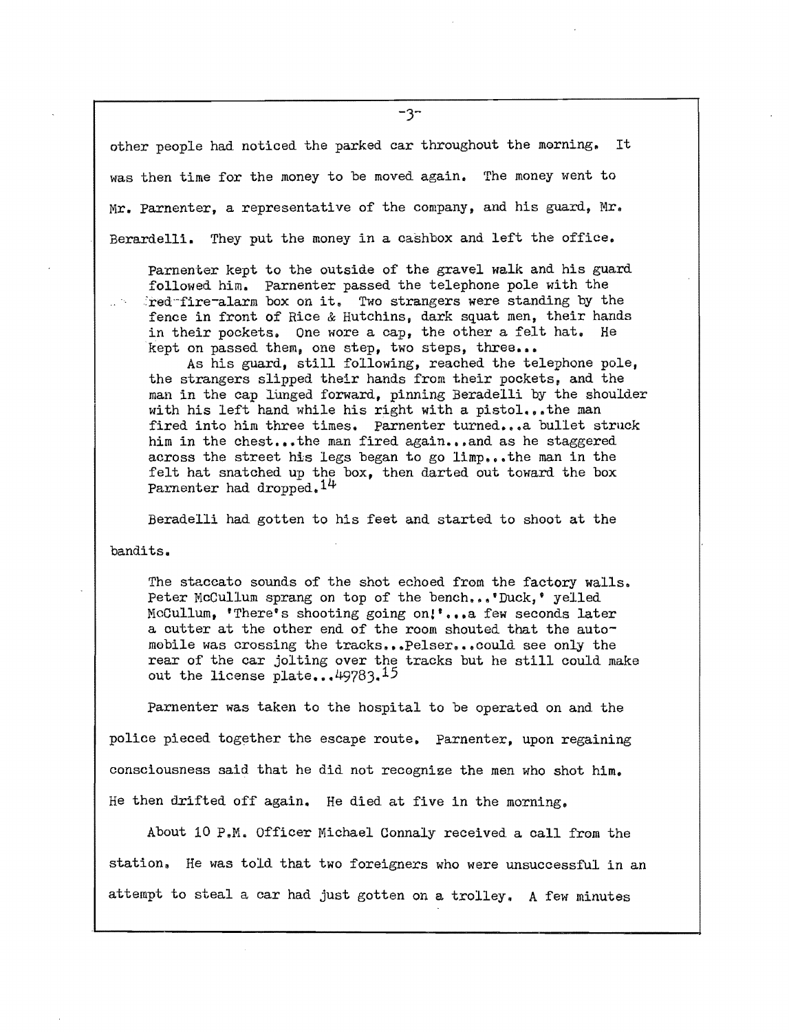other people had noticed the parked car throughout the morning. It was then time for the money to be moved again. The money went to Mr. Parnenter, a representative of the company, and his guard, Mr. Berardelli. They put the money in a cashbox and left the office.

> Parnenter kept to the outside of the gravel walk and his guard followed him. Parnenter passed the telephone pole with the red-fire-alarm box on it. Two strangers were standing by the fence in front of Rice & Hutchins, dark squat men, their hands in their pockets. One wore a cap, the other a felt hat. He kept on passed them, one step, two steps, three...
>
> As his guard, still following, reached the telephone pole, the strangers slipped their hands from their pockets, and the man in the cap lunged forward, pinning Beradelli by the shoulder with his left hand while his right with a pistol...the man fired into him three times. Parnenter turned...a bullet struck him in the chest...the man fired again...and as he staggered across the street his legs began to go limp...the man in the felt hat snatched up the box, then darted out toward the box Parnenter had dropped.[14]

Beradelli had gotten to his feet and started to shoot at the bandits.

> The staccato sounds of the shot echoed from the factory walls. Peter McCullum sprang on top of the bench...'Duck,' yelled McCullum, 'There's shooting going on!'...a few seconds later a cutter at the other end of the room shouted that the automobile was crossing the tracks...Pelser...could see only the rear of the car jolting over the tracks but he still could make out the license plate...49783.[15]

Parnenter was taken to the hospital to be operated on and the police pieced together the escape route. Parnenter, upon regaining consciousness said that he did not recognize the men who shot him. He then drifted off again. He died at five in the morning.

About 10 P.M. Officer Michael Connaly received a call from the station. He was told that two foreigners who were unsuccessful in an attempt to steal a car had just gotten on a trolley. A few minutes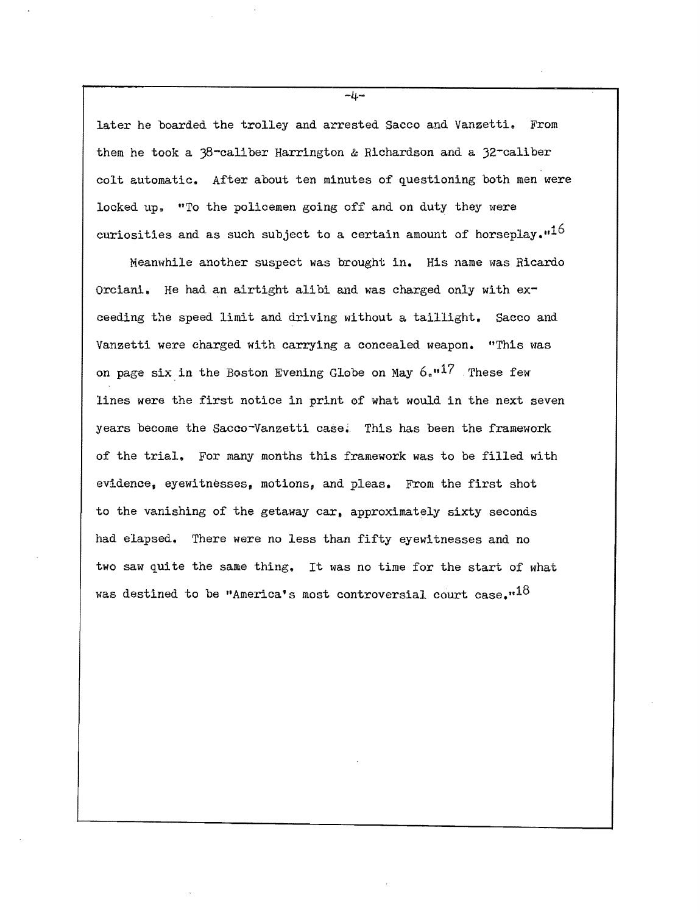later he boarded the trolley and arrested Sacco and Vanzetti. From them he took a 38-caliber Harrington & Richardson and a 32-caliber colt automatic. After about ten minutes of questioning both men were locked up. "To the policemen going off and on duty they were curiosities and as such subject to a certain amount of horseplay."[16]

Meanwhile another suspect was brought in. His name was Ricardo Orciani. He had an airtight alibi and was charged only with exceeding the speed limit and driving without a taillight. Sacco and Vanzetti were charged with carrying a concealed weapon. "This was on page six in the Boston Evening Globe on May 6."[17] These few lines were the first notice in print of what would in the next seven years become the Sacco-Vanzetti case. This has been the framework of the trial. For many months this framework was to be filled with evidence, eyewitnesses, motions, and pleas. From the first shot to the vanishing of the getaway car, approximately sixty seconds had elapsed. There were no less than fifty eyewitnesses and no two saw quite the same thing. It was no time for the start of what was destined to be "America's most controversial court case."[18]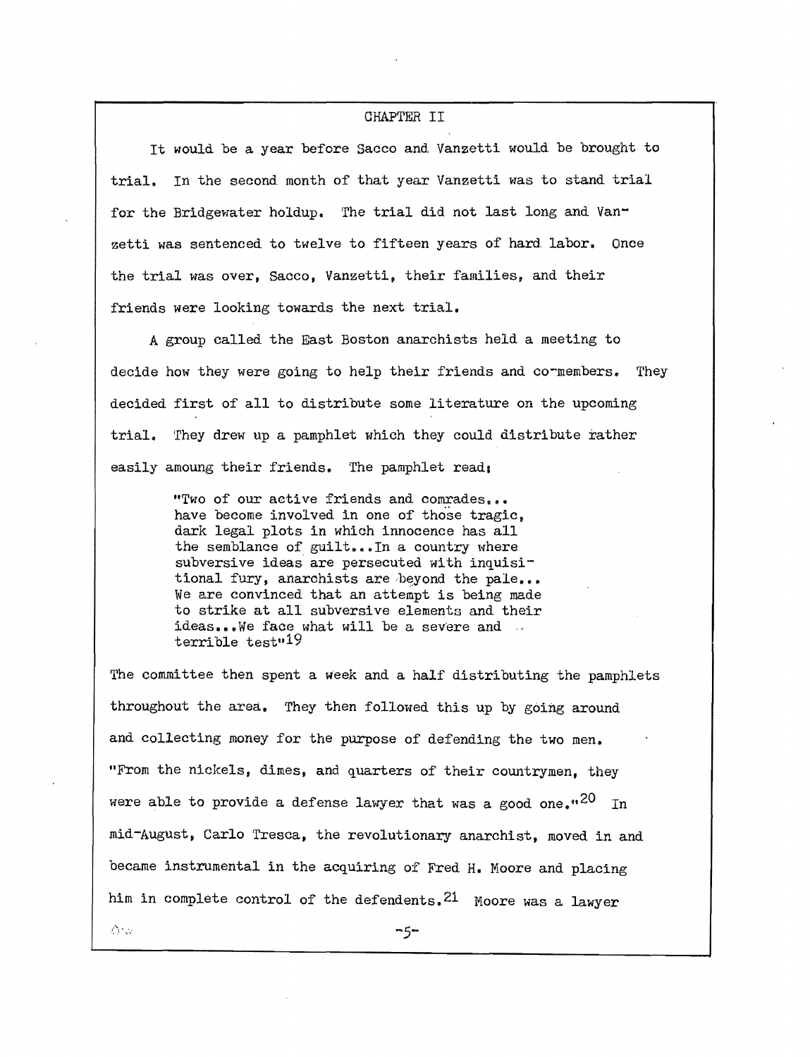## CHAPTER II

It would be a year before Sacco and Vanzetti would be brought to trial. In the second month of that year Vanzetti was to stand trial for the Bridgewater holdup. The trial did not last long and Vanzetti was sentenced to twelve to fifteen years of hard labor. Once the trial was over, Sacco, Vanzetti, their families, and their friends were looking towards the next trial.

A group called the East Boston anarchists held a meeting to decide how they were going to help their friends and co-members. They decided first of all to distribute some literature on the upcoming trial. They drew up a pamphlet which they could distribute rather easily amoung their friends. The pamphlet read:

> "Two of our active friends and comrades... have become involved in one of those tragic, dark legal plots in which innocence has all the semblance of guilt...In a country where subversive ideas are persecuted with inquisitional fury, anarchists are beyond the pale... We are convinced that an attempt is being made to strike at all subversive elements and their ideas...We face what will be a severe and terrible test"[19]

The committee then spent a week and a half distributing the pamphlets throughout the area. They then followed this up by going around and collecting money for the purpose of defending the two men. "From the nickels, dimes, and quarters of their countrymen, they were able to provide a defense lawyer that was a good one."[20] In mid-August, Carlo Tresca, the revolutionary anarchist, moved in and became instrumental in the acquiring of Fred H. Moore and placing him in complete control of the defendents.[21] Moore was a lawyer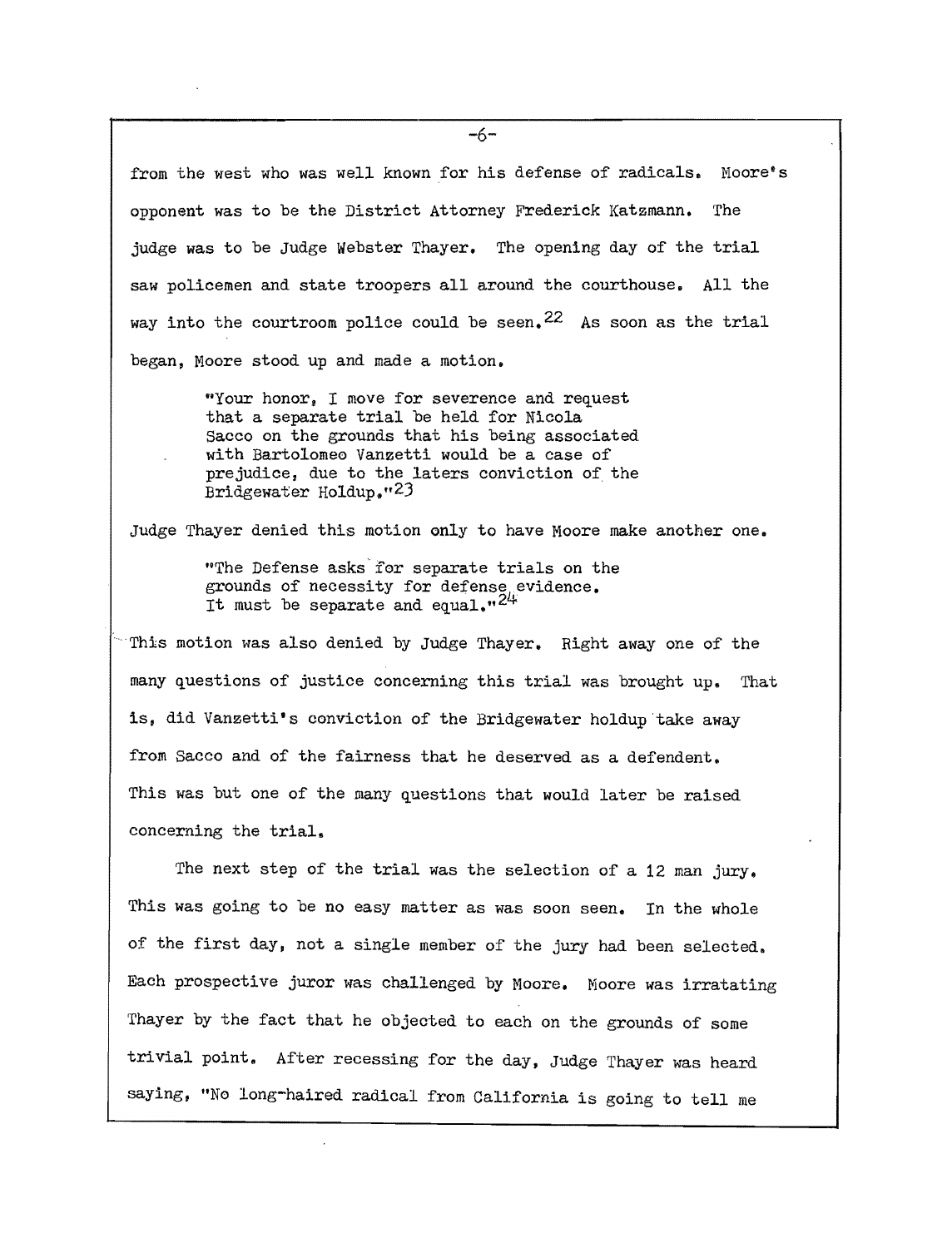from the west who was well known for his defense of radicals. Moore's opponent was to be the District Attorney Frederick Katzmann. The judge was to be Judge Webster Thayer. The opening day of the trial saw policemen and state troopers all around the courthouse. All the way into the courtroom police could be seen.[22] As soon as the trial began, Moore stood up and made a motion.

> "Your honor, I move for severence and request that a separate trial be held for Nicola Sacco on the grounds that his being associated with Bartolomeo Vanzetti would be a case of prejudice, due to the laters conviction of the Bridgewater Holdup."[23]

Judge Thayer denied this motion only to have Moore make another one.

> "The Defense asks for separate trials on the grounds of necessity for defense evidence. It must be separate and equal."[24]

This motion was also denied by Judge Thayer. Right away one of the many questions of justice concerning this trial was brought up. That is, did Vanzetti's conviction of the Bridgewater holdup take away from Sacco and of the fairness that he deserved as a defendent. This was but one of the many questions that would later be raised concerning the trial.

The next step of the trial was the selection of a 12 man jury. This was going to be no easy matter as was soon seen. In the whole of the first day, not a single member of the jury had been selected. Each prospective juror was challenged by Moore. Moore was irratating Thayer by the fact that he objected to each on the grounds of some trivial point. After recessing for the day, Judge Thayer was heard saying, "No long-haired radical from California is going to tell me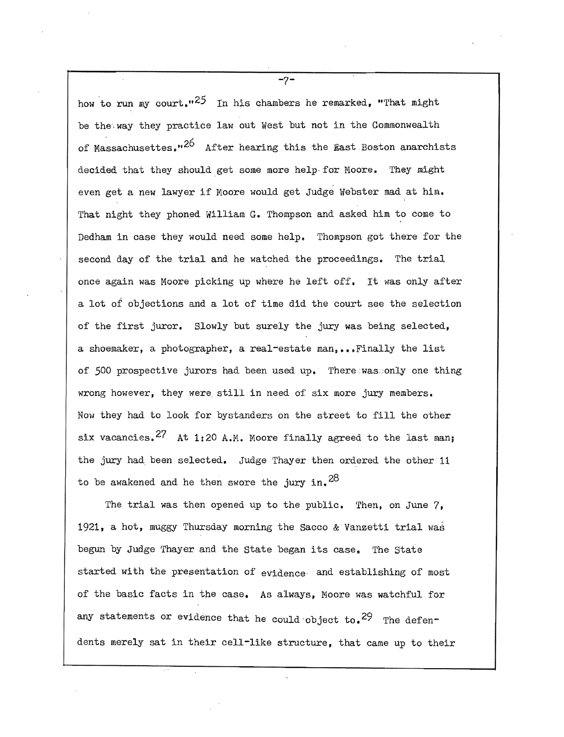how to run my court."[25] In his chambers he remarked, "That might be the way they practice law out West but not in the Commonwealth of Massachusettes."[26] After hearing this the East Boston anarchists decided that they should get some more help for Moore. They might even get a new lawyer if Moore would get Judge Webster mad at him. That night they phoned William G. Thompson and asked him to come to Dedham in case they would need some help. Thompson got there for the second day of the trial and he watched the proceedings. The trial once again was Moore picking up where he left off. It was only after a lot of objections and a lot of time did the court see the selection of the first juror. Slowly but surely the jury was being selected, a shoemaker, a photographer, a real-estate man,...Finally the list of 500 prospective jurors had been used up. There was only one thing wrong however, they were still in need of six more jury members. Now they had to look for bystanders on the street to fill the other six vacancies.[27] At 1:20 A.M. Moore finally agreed to the last man; the jury had been selected. Judge Thayer then ordered the other 11 to be awakened and he then swore the jury in.[28]

The trial was then opened up to the public. Then, on June 7, 1921, a hot, muggy Thursday morning the Sacco & Vanzetti trial was begun by Judge Thayer and the State began its case. The State started with the presentation of evidence and establishing of most of the basic facts in the case. As always, Moore was watchful for any statements or evidence that he could object to.[29] The defendents merely sat in their cell-like structure, that came up to their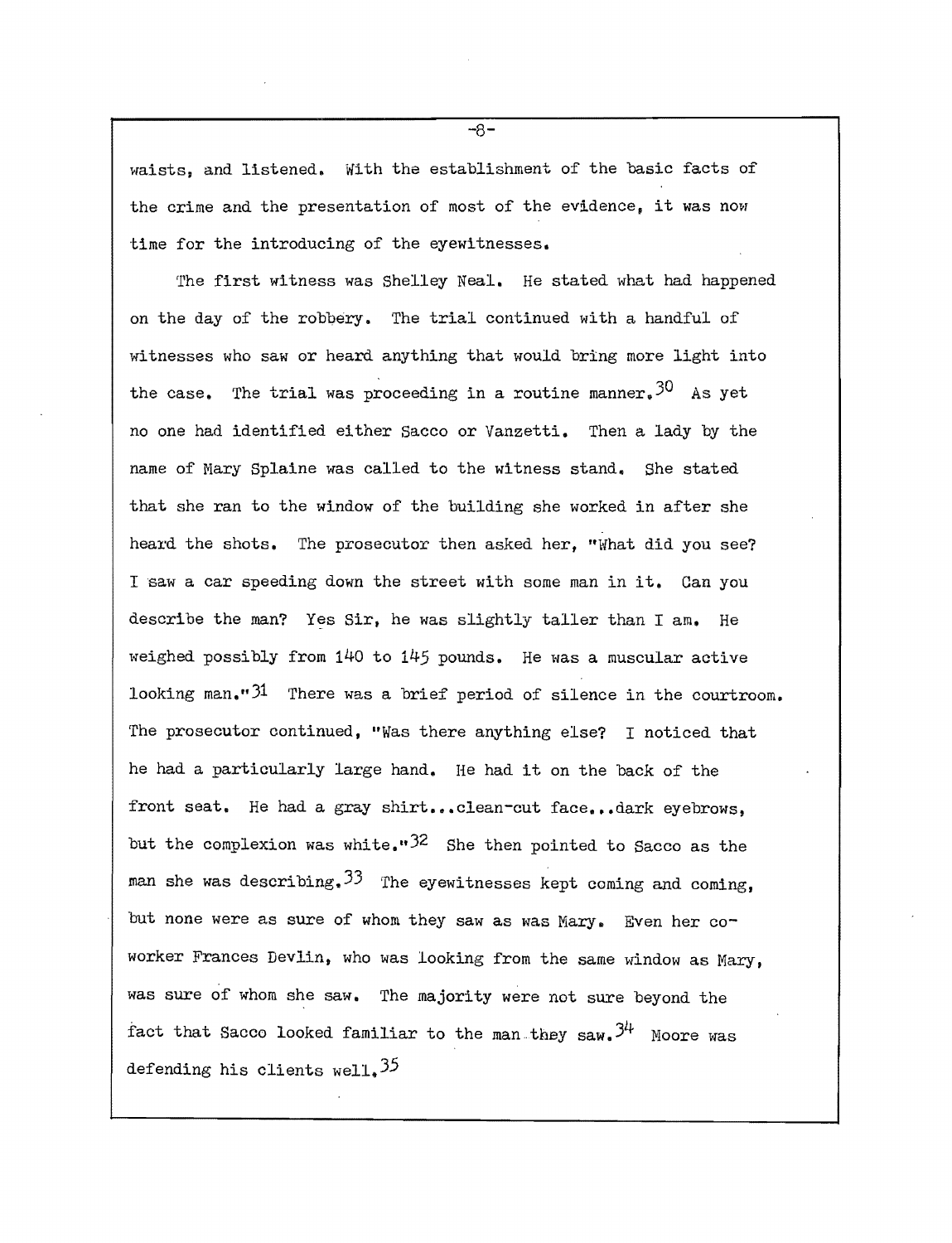waists, and listened. With the establishment of the basic facts of the crime and the presentation of most of the evidence, it was now time for the introducing of the eyewitnesses.

The first witness was Shelley Neal. He stated what had happened on the day of the robbery. The trial continued with a handful of witnesses who saw or heard anything that would bring more light into the case. The trial was proceeding in a routine manner.[30] As yet no one had identified either Sacco or Vanzetti. Then a lady by the name of Mary Splaine was called to the witness stand. She stated that she ran to the window of the building she worked in after she heard the shots. The prosecutor then asked her, "What did you see? I saw a car speeding down the street with some man in it. Can you describe the man? Yes Sir, he was slightly taller than I am. He weighed possibly from 140 to 145 pounds. He was a muscular active looking man."[31] There was a brief period of silence in the courtroom. The prosecutor continued, "Was there anything else? I noticed that he had a particularly large hand. He had it on the back of the front seat. He had a gray shirt...clean-cut face...dark eyebrows, but the complexion was white."[32] She then pointed to Sacco as the man she was describing.[33] The eyewitnesses kept coming and coming, but none were as sure of whom they saw as was Mary. Even her co-worker Frances Devlin, who was looking from the same window as Mary, was sure of whom she saw. The majority were not sure beyond the fact that Sacco looked familiar to the man they saw.[34] Moore was defending his clients well.[35]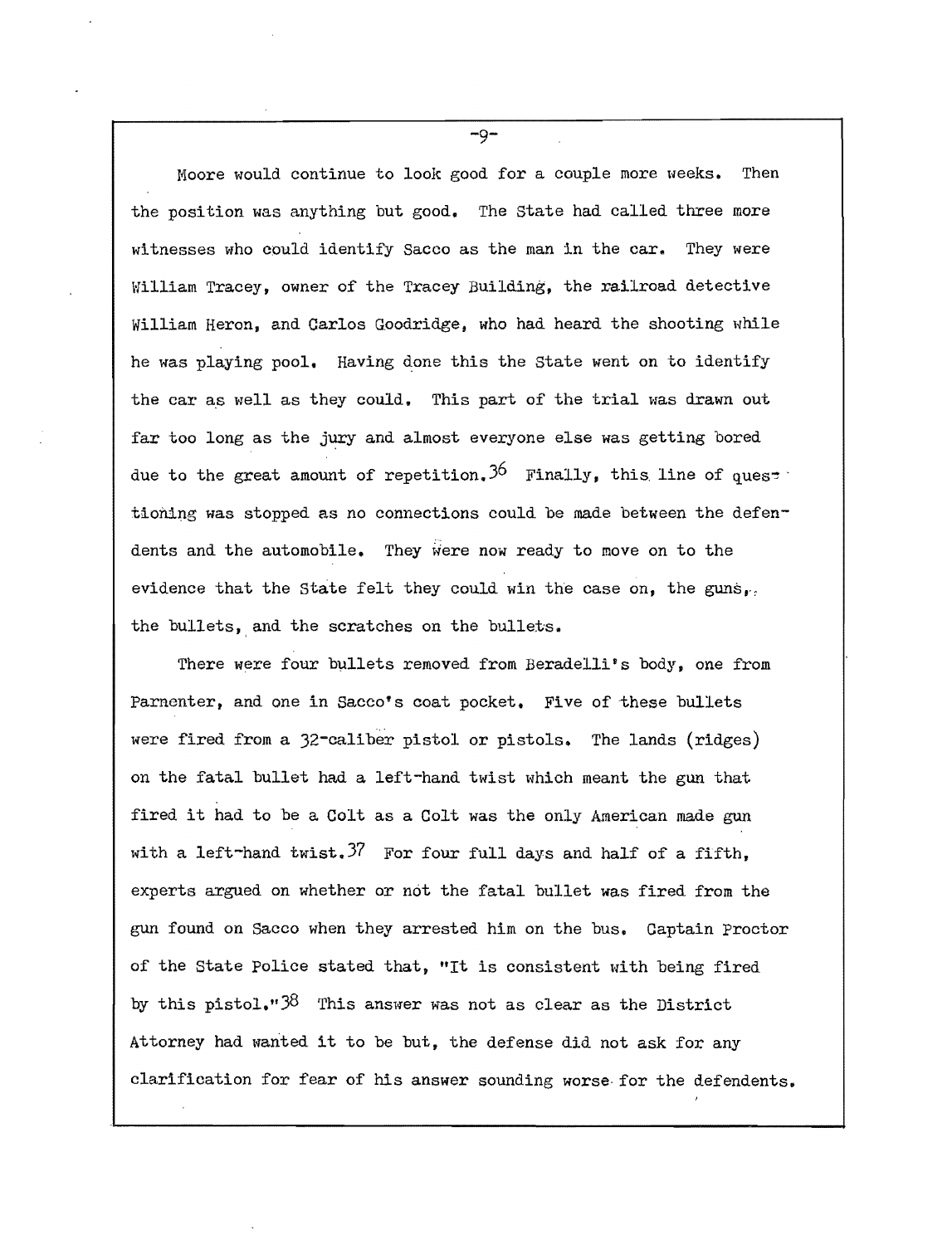Moore would continue to look good for a couple more weeks. Then the position was anything but good. The State had called three more witnesses who could identify Sacco as the man in the car. They were William Tracey, owner of the Tracey Building, the railroad detective William Heron, and Carlos Goodridge, who had heard the shooting while he was playing pool. Having done this the State went on to identify the car as well as they could. This part of the trial was drawn out far too long as the jury and almost everyone else was getting bored due to the great amount of repetition.[36] Finally, this line of questioning was stopped as no connections could be made between the defendents and the automobile. They were now ready to move on to the evidence that the State felt they could win the case on, the guns, the bullets, and the scratches on the bullets.

There were four bullets removed from Beradelli's body, one from Parnenter, and one in Sacco's coat pocket. Five of these bullets were fired from a 32-caliber pistol or pistols. The lands (ridges) on the fatal bullet had a left-hand twist which meant the gun that fired it had to be a Colt as a Colt was the only American made gun with a left-hand twist.[37] For four full days and half of a fifth, experts argued on whether or not the fatal bullet was fired from the gun found on Sacco when they arrested him on the bus. Captain Proctor of the State Police stated that, "It is consistent with being fired by this pistol."[38] This answer was not as clear as the District Attorney had wanted it to be but, the defense did not ask for any clarification for fear of his answer sounding worse for the defendents.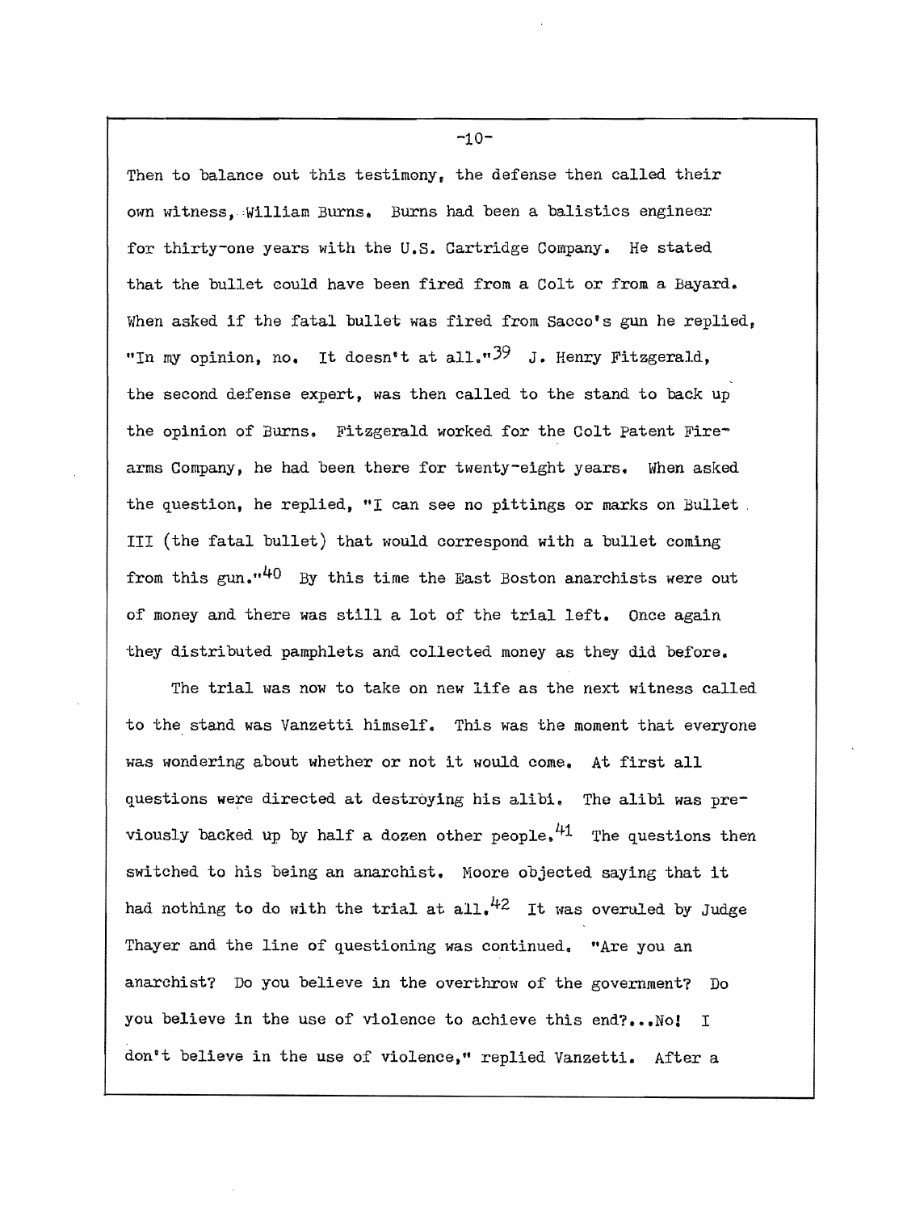Then to balance out this testimony, the defense then called their own witness, William Burns. Burns had been a balistics engineer for thirty-one years with the U.S. Cartridge Company. He stated that the bullet could have been fired from a Colt or from a Bayard. When asked if the fatal bullet was fired from Sacco's gun he replied, "In my opinion, no. It doesn't at all."[39] J. Henry Fitzgerald, the second defense expert, was then called to the stand to back up the opinion of Burns. Fitzgerald worked for the Colt Patent Fire-arms Company, he had been there for twenty-eight years. When asked the question, he replied, "I can see no pittings or marks on Bullet III (the fatal bullet) that would correspond with a bullet coming from this gun."[40] By this time the East Boston anarchists were out of money and there was still a lot of the trial left. Once again they distributed pamphlets and collected money as they did before.

The trial was now to take on new life as the next witness called to the stand was Vanzetti himself. This was the moment that everyone was wondering about whether or not it would come. At first all questions were directed at destroying his alibi. The alibi was previously backed up by half a dozen other people.[41] The questions then switched to his being an anarchist. Moore objected saying that it had nothing to do with the trial at all.[42] It was overuled by Judge Thayer and the line of questioning was continued. "Are you an anarchist? Do you believe in the overthrow of the government? Do you believe in the use of violence to achieve this end?...No! I don't believe in the use of violence," replied Vanzetti. After a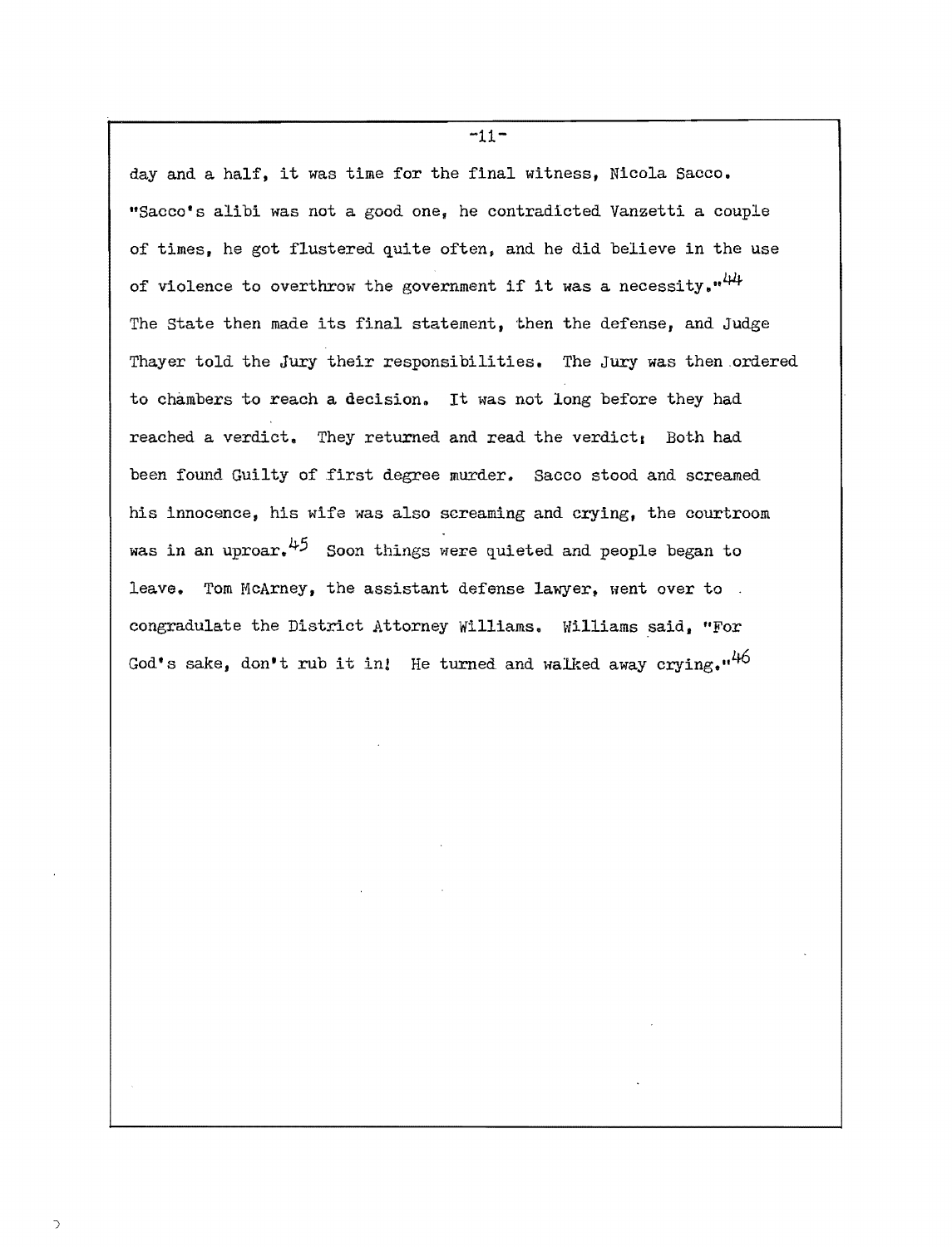day and a half, it was time for the final witness, Nicola Sacco. "Sacco's alibi was not a good one, he contradicted Vanzetti a couple of times, he got flustered quite often, and he did believe in the use of violence to overthrow the government if it was a necessity."[44] The State then made its final statement, then the defense, and Judge Thayer told the Jury their responsibilities. The Jury was then ordered to chambers to reach a decision. It was not long before they had reached a verdict. They returned and read the verdict; Both had been found Guilty of first degree murder. Sacco stood and screamed his innocence, his wife was also screaming and crying, the courtroom was in an uproar.[45] Soon things were quieted and people began to leave. Tom McArney, the assistant defense lawyer, went over to congradulate the District Attorney Williams. Williams said, "For God's sake, don't rub it in! He turned and walked away crying."[46]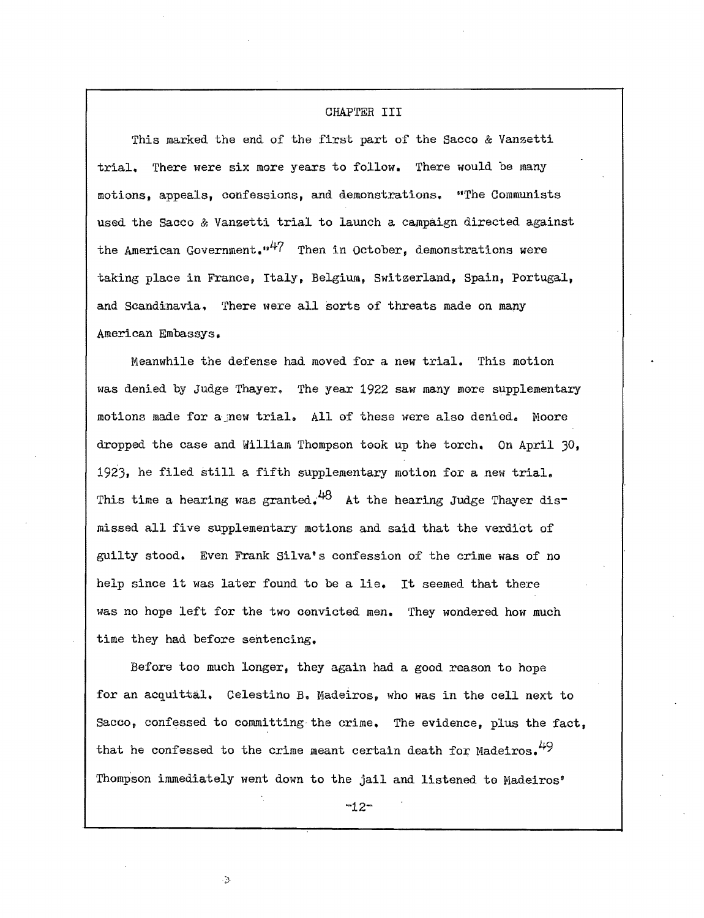## CHAPTER III

This marked the end of the first part of the Sacco & Vanzetti trial. There were six more years to follow. There would be many motions, appeals, confessions, and demonstrations. "The Communists used the Sacco & Vanzetti trial to launch a campaign directed against the American Government."[47] Then in October, demonstrations were taking place in France, Italy, Belgium, Switzerland, Spain, Portugal, and Scandinavia. There were all sorts of threats made on many American Embassys.

Meanwhile the defense had moved for a new trial. This motion was denied by Judge Thayer. The year 1922 saw many more supplementary motions made for a new trial. All of these were also denied. Moore dropped the case and William Thompson took up the torch. On April 30, 1923, he filed still a fifth supplementary motion for a new trial. This time a hearing was granted.[48] At the hearing Judge Thayer dismissed all five supplementary motions and said that the verdict of guilty stood. Even Frank Silva's confession of the crime was of no help since it was later found to be a lie. It seemed that there was no hope left for the two convicted men. They wondered how much time they had before sentencing.

Before too much longer, they again had a good reason to hope for an acquittal. Celestino B. Madeiros, who was in the cell next to Sacco, confessed to committing the crime. The evidence, plus the fact, that he confessed to the crime meant certain death for Madeiros.[49] Thompson immediately went down to the jail and listened to Madeiros'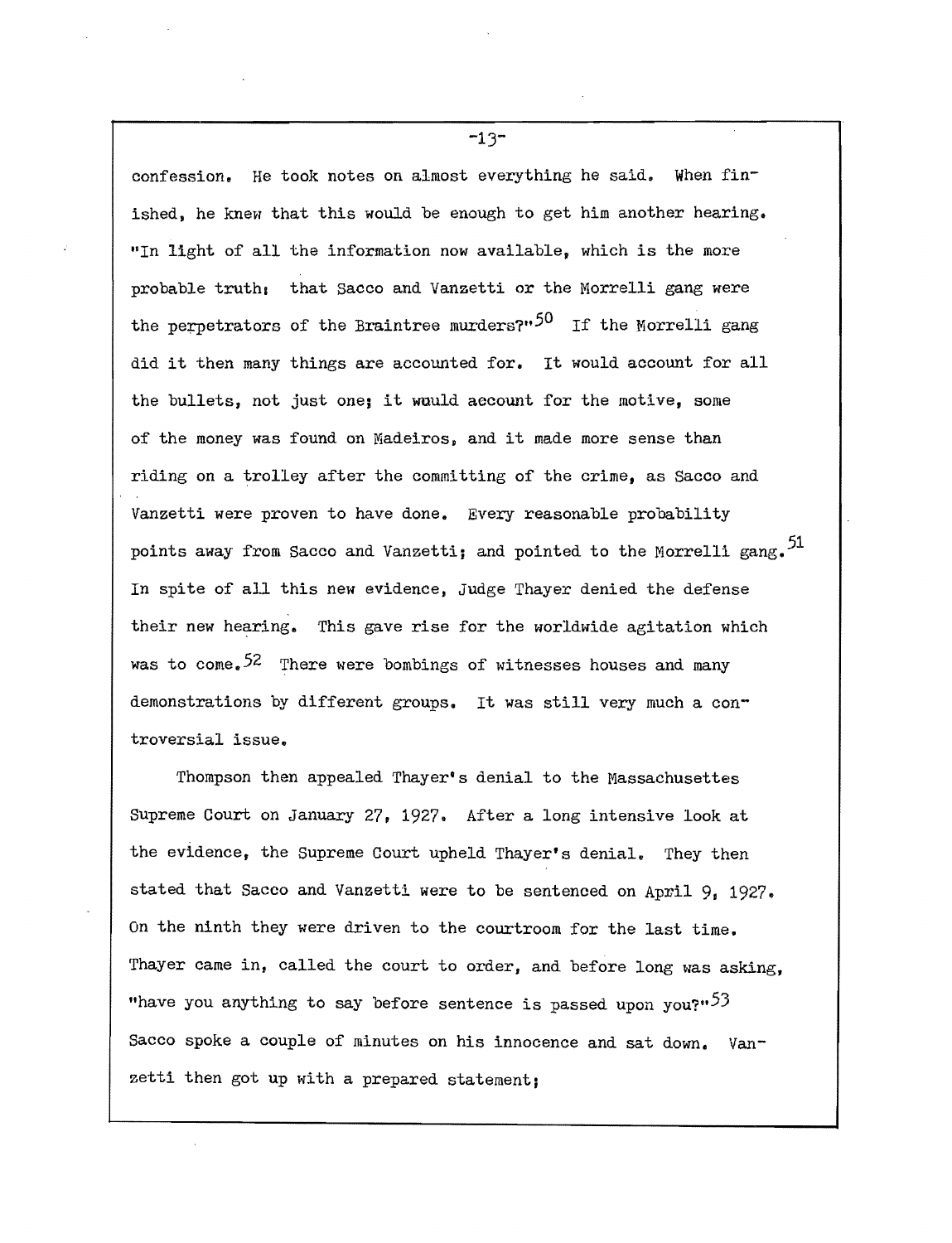confession. He took notes on almost everything he said. When finished, he knew that this would be enough to get him another hearing. "In light of all the information now available, which is the more probable truth: that Sacco and Vanzetti or the Morrelli gang were the perpetrators of the Braintree murders?"[50] If the Morrelli gang did it then many things are accounted for. It would account for all the bullets, not just one; it would account for the motive, some of the money was found on Madeiros, and it made more sense than riding on a trolley after the committing of the crime, as Sacco and Vanzetti were proven to have done. Every reasonable probability points away from Sacco and Vanzetti; and pointed to the Morrelli gang.[51] In spite of all this new evidence, Judge Thayer denied the defense their new hearing. This gave rise for the worldwide agitation which was to come.[52] There were bombings of witnesses houses and many demonstrations by different groups. It was still very much a controversial issue.

Thompson then appealed Thayer's denial to the Massachusettes Supreme Court on January 27, 1927. After a long intensive look at the evidence, the Supreme Court upheld Thayer's denial. They then stated that Sacco and Vanzetti were to be sentenced on April 9, 1927. On the ninth they were driven to the courtroom for the last time. Thayer came in, called the court to order, and before long was asking, "have you anything to say before sentence is passed upon you?"[53] Sacco spoke a couple of minutes on his innocence and sat down. Vanzetti then got up with a prepared statement;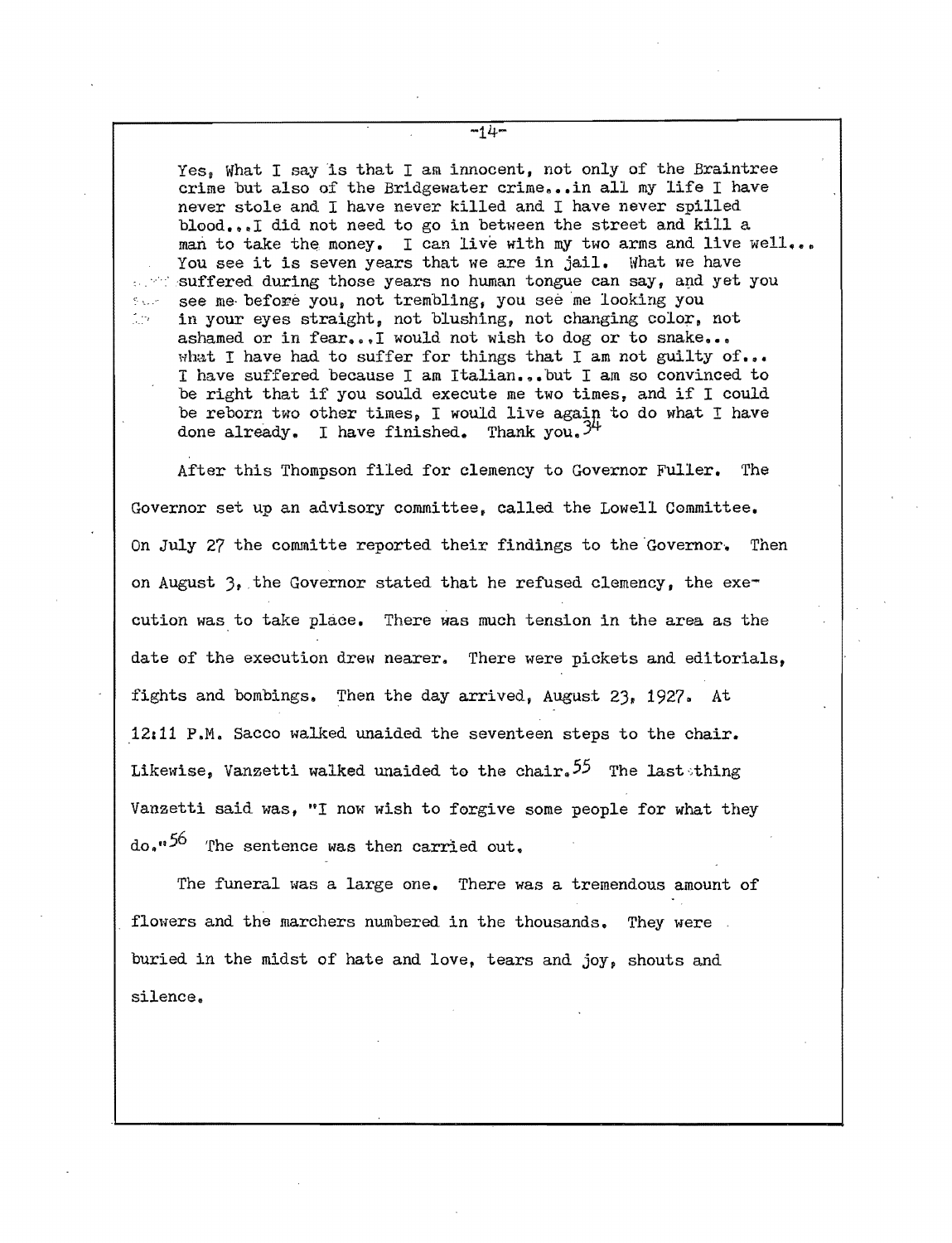> Yes, What I say is that I am innocent, not only of the Braintree crime but also of the Bridgewater crime...in all my life I have never stole and I have never killed and I have never spilled blood...I did not need to go in between the street and kill a man to take the money. I can live with my two arms and live well... You see it is seven years that we are in jail. What we have suffered during those years no human tongue can say, and yet you see me before you, not trembling, you see me looking you in your eyes straight, not blushing, not changing color, not ashamed or in fear...I would not wish to dog or to snake... what I have had to suffer for things that I am not guilty of... I have suffered because I am Italian...but I am so convinced to be right that if you sould execute me two times, and if I could be reborn two other times, I would live again to do what I have done already. I have finished. Thank you.[34]

After this Thompson filed for clemency to Governor Fuller. The Governor set up an advisory committee, called the Lowell Committee. On July 27 the committe reported their findings to the Governor. Then on August 3, the Governor stated that he refused clemency, the execution was to take place. There was much tension in the area as the date of the execution drew nearer. There were pickets and editorials, fights and bombings. Then the day arrived, August 23, 1927. At 12:11 P.M. Sacco walked unaided the seventeen steps to the chair. Likewise, Vanzetti walked unaided to the chair.[55] The last thing Vanzetti said was, "I now wish to forgive some people for what they do."[56] The sentence was then carried out.

The funeral was a large one. There was a tremendous amount of flowers and the marchers numbered in the thousands. They were buried in the midst of hate and love, tears and joy, shouts and silence.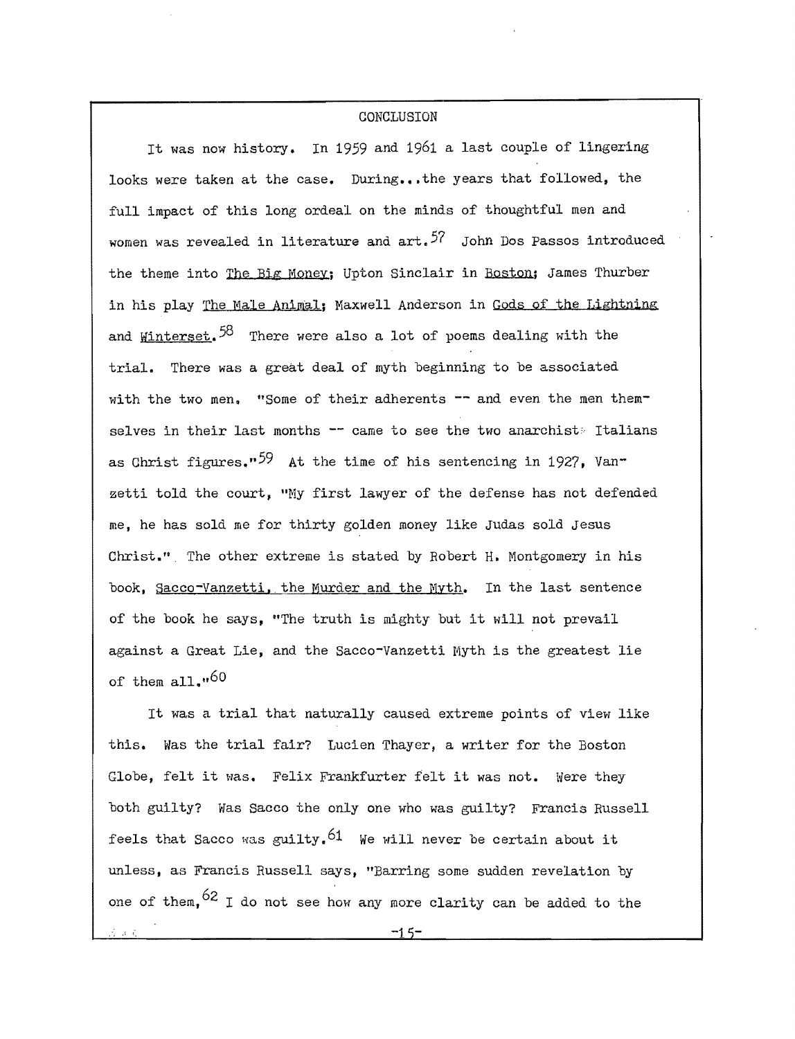## CONCLUSION

It was now history. In 1959 and 1961 a last couple of lingering looks were taken at the case. During...the years that followed, the full impact of this long ordeal on the minds of thoughtful men and women was revealed in literature and art.[57] John Dos Passos introduced the theme into The Big Money; Upton Sinclair in Boston; James Thurber in his play The Male Animal; Maxwell Anderson in Gods of the Lightning and Winterset.[58] There were also a lot of poems dealing with the trial. There was a great deal of myth beginning to be associated with the two men. "Some of their adherents -- and even the men themselves in their last months -- came to see the two anarchist Italians as Christ figures."[59] At the time of his sentencing in 1927, Vanzetti told the court, "My first lawyer of the defense has not defended me, he has sold me for thirty golden money like Judas sold Jesus Christ." The other extreme is stated by Robert H. Montgomery in his book, Sacco-Vanzetti, the Murder and the Myth. In the last sentence of the book he says, "The truth is mighty but it will not prevail against a Great Lie, and the Sacco-Vanzetti Myth is the greatest lie of them all."[60]

It was a trial that naturally caused extreme points of view like this. Was the trial fair? Lucien Thayer, a writer for the Boston Globe, felt it was. Felix Frankfurter felt it was not. Were they both guilty? Was Sacco the only one who was guilty? Francis Russell feels that Sacco was guilty.[61] We will never be certain about it unless, as Francis Russell says, "Barring some sudden revelation by one of them,[62] I do not see how any more clarity can be added to the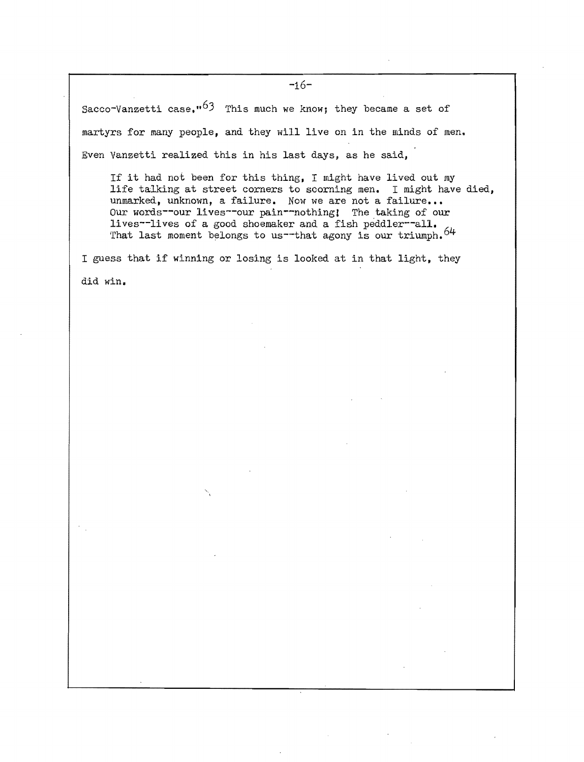Sacco-Vanzetti case."[63] This much we know; they became a set of martyrs for many people, and they will live on in the minds of men. Even Vanzetti realized this in his last days, as he said,

> If it had not been for this thing, I might have lived out my life talking at street corners to scorning men. I might have died, unmarked, unknown, a failure. Now we are not a failure... Our words--our lives--our pain--nothing! The taking of our lives--lives of a good shoemaker and a fish peddler--all. That last moment belongs to us--that agony is our triumph.[64]

I guess that if winning or losing is looked at in that light, they did win.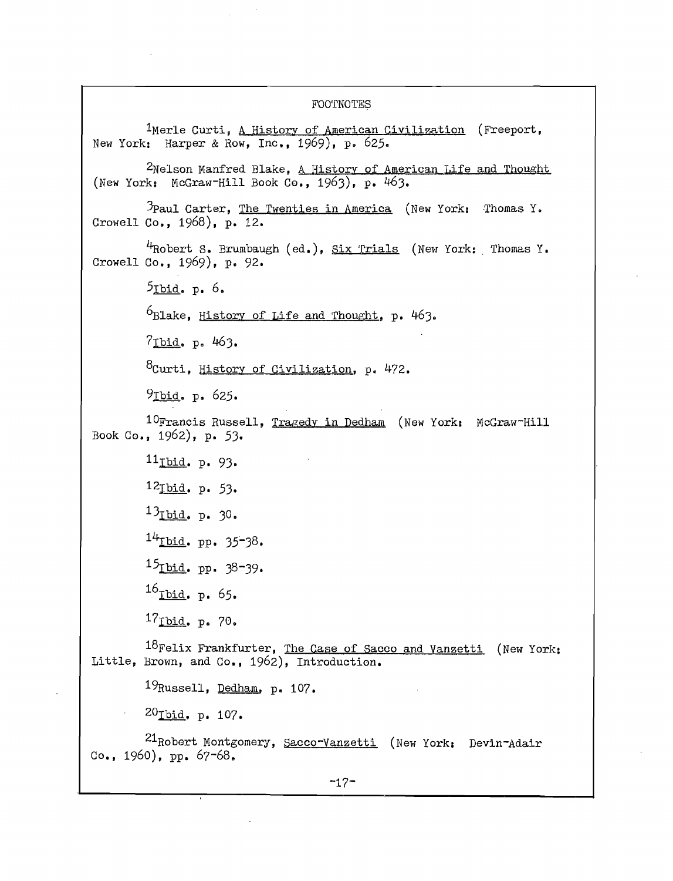# FOOTNOTES

[1]Merle Curti, A History of American Civilization (Freeport, New York: Harper & Row, Inc., 1969), p. 625.

[2]Nelson Manfred Blake, A History of American Life and Thought (New York: McGraw-Hill Book Co., 1963), p. 463.

[3]Paul Carter, The Twenties in America (New York: Thomas Y. Crowell Co., 1968), p. 12.

[4]Robert S. Brumbaugh (ed.), Six Trials (New York: Thomas Y. Crowell Co., 1969), p. 92.

[5]Ibid. p. 6.

[6]Blake, History of Life and Thought, p. 463.

[7]Ibid. p. 463.

[8]Curti, History of Civilization, p. 472.

[9]Ibid. p. 625.

[10]Francis Russell, Tragedy in Dedham (New York: McGraw-Hill Book Co., 1962), p. 53.

[11]Ibid. p. 93.

[12]Ibid. p. 53.

[13]Ibid. p. 30.

[14]Ibid. pp. 35-38.

[15]Ibid. pp. 38-39.

[16]Ibid. p. 65.

[17]Ibid. p. 70.

[18]Felix Frankfurter, The Case of Sacco and Vanzetti (New York: Little, Brown, and Co., 1962), Introduction.

[19]Russell, Dedham, p. 107.

[20]Ibid. p. 107.

[21]Robert Montgomery, Sacco-Vanzetti (New York: Devin-Adair Co., 1960), pp. 67-68.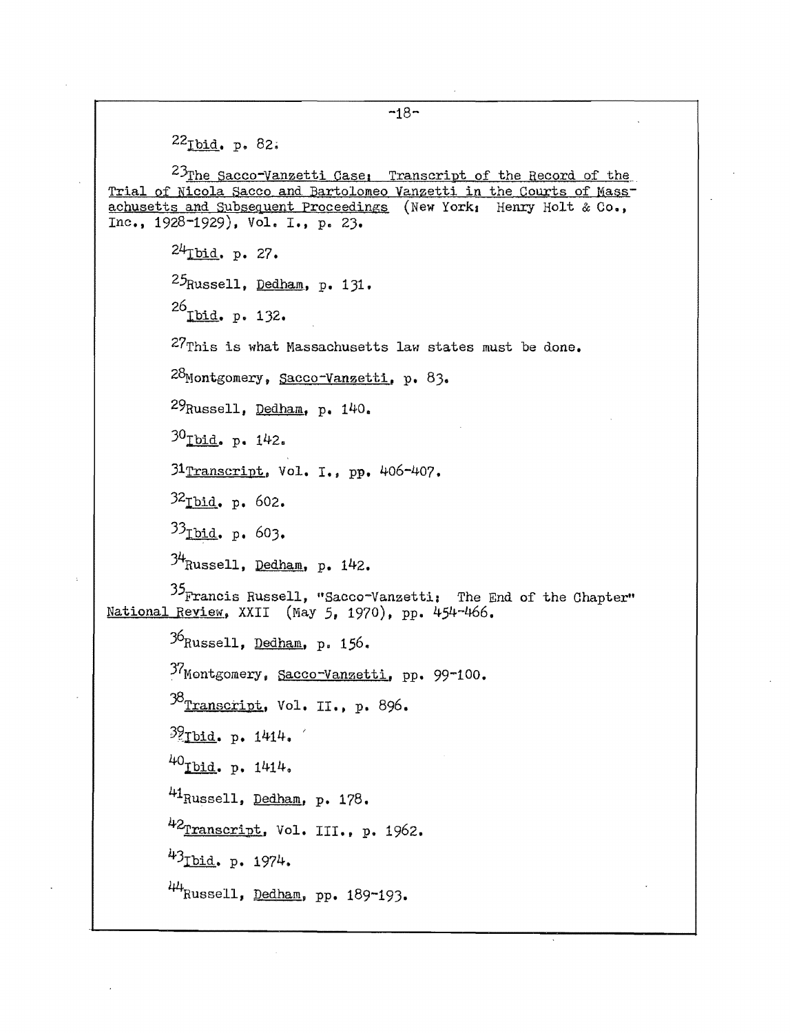[22] Ibid. p. 82.

[23] The Sacco-Vanzetti Case: Transcript of the Record of the Trial of Nicola Sacco and Bartolomeo Vanzetti in the Courts of Massachusetts and Subsequent Proceedings (New York: Henry Holt & Co., Inc., 1928-1929), Vol. I., p. 23.

[24] Ibid. p. 27.

[25] Russell, Dedham, p. 131.

[26] Ibid. p. 132.

[27] This is what Massachusetts law states must be done.

[28] Montgomery, Sacco-Vanzetti, p. 83.

[29] Russell, Dedham, p. 140.

[30] Ibid. p. 142.

[31] Transcript, Vol. I., pp. 406-407.

[32] Ibid. p. 602.

[33] Ibid. p. 603.

[34] Russell, Dedham, p. 142.

[35] Francis Russell, "Sacco-Vanzetti: The End of the Chapter" National Review, XXII (May 5, 1970), pp. 454-466.

[36] Russell, Dedham, p. 156.

[37] Montgomery, Sacco-Vanzetti, pp. 99-100.

[38] Transcript, Vol. II., p. 896.

[39] Ibid. p. 1414.

[40] Ibid. p. 1414.

[41] Russell, Dedham, p. 178.

[42] Transcript, Vol. III., p. 1962.

[43] Ibid. p. 1974.

[44] Russell, Dedham, pp. 189-193.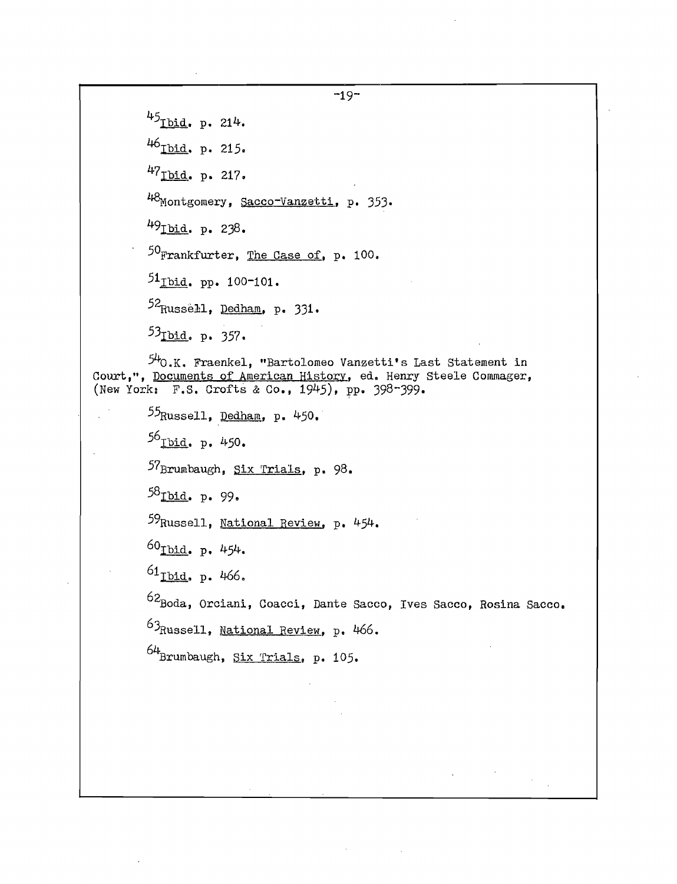[45]*Ibid.* p. 214.

[46]*Ibid.* p. 215.

[47]*Ibid.* p. 217.

[48]Montgomery, *Sacco-Vanzetti*, p. 353.

[49]*Ibid.* p. 238.

[50]Frankfurter, *The Case of*, p. 100.

[51]*Ibid.* pp. 100-101.

[52]Russell, *Dedham*, p. 331.

[53]*Ibid.* p. 357.

[54]O.K. Fraenkel, "Bartolomeo Vanzetti's Last Statement in Court,", *Documents of American History*, ed. Henry Steele Commager, (New York: F.S. Crofts & Co., 1945), pp. 398-399.

[55]Russell, *Dedham*, p. 450.

[56]*Ibid.* p. 450.

[57]Brumbaugh, *Six Trials*, p. 98.

[58]*Ibid.* p. 99.

[59]Russell, *National Review*, p. 454.

[60]*Ibid.* p. 454.

[61]*Ibid.* p. 466.

[62]Boda, Orciani, Coacci, Dante Sacco, Ives Sacco, Rosina Sacco.

[63]Russell, *National Review*, p. 466.

[64]Brumbaugh, *Six Trials*, p. 105.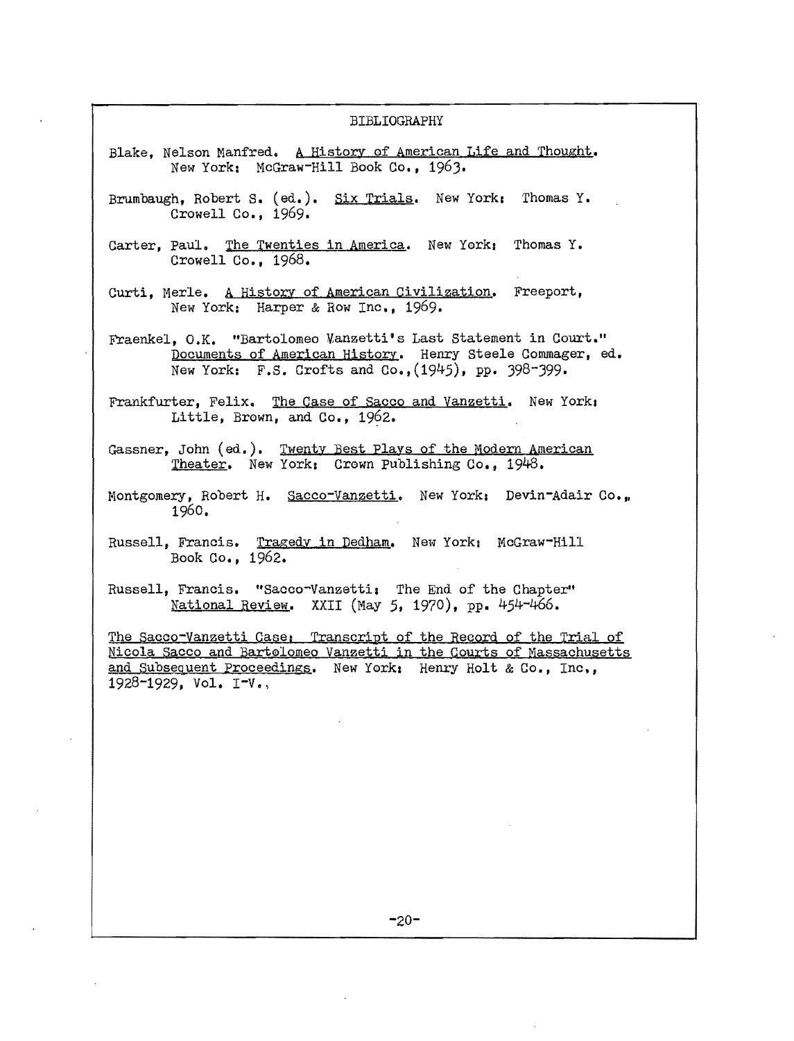# BIBLIOGRAPHY

Blake, Nelson Manfred. <u>A History of American Life and Thought</u>. New York: McGraw-Hill Book Co., 1963.

Brumbaugh, Robert S. (ed.). <u>Six Trials</u>. New York: Thomas Y. Crowell Co., 1969.

Carter, Paul. <u>The Twenties in America</u>. New York: Thomas Y. Crowell Co., 1968.

Curti, Merle. <u>A History of American Civilization</u>. Freeport, New York: Harper & Row Inc., 1969.

Fraenkel, O.K. "Bartolomeo Vanzetti's Last Statement in Court." <u>Documents of American History</u>. Henry Steele Commager, ed. New York: F.S. Crofts and Co.,(1945), pp. 398-399.

Frankfurter, Felix. <u>The Case of Sacco and Vanzetti</u>. New York: Little, Brown, and Co., 1962.

Gassner, John (ed.). <u>Twenty Best Plays of the Modern American Theater</u>. New York: Crown Publishing Co., 1948.

Montgomery, Robert H. <u>Sacco-Vanzetti</u>. New York: Devin-Adair Co., 1960.

Russell, Francis. <u>Tragedy in Dedham</u>. New York: McGraw-Hill Book Co., 1962.

Russell, Francis. "Sacco-Vanzetti: The End of the Chapter" <u>National Review</u>. XXII (May 5, 1970), pp. 454-466.

<u>The Sacco-Vanzetti Case: Transcript of the Record of the Trial of Nicola Sacco and Bartolomeo Vanzetti in the Courts of Massachusetts and Subsequent Proceedings</u>. New York: Henry Holt & Co., Inc., 1928-1929, Vol. I-V.,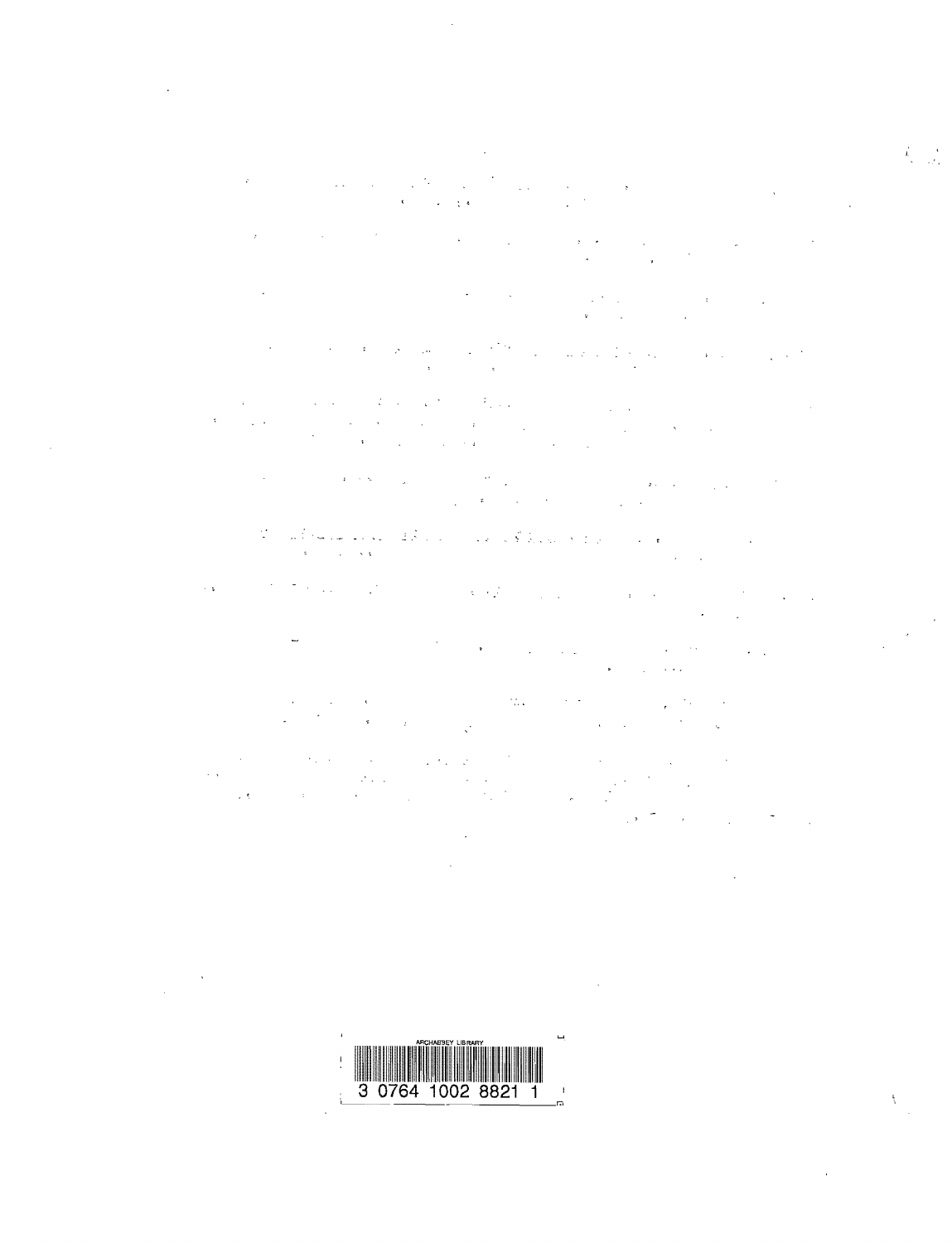ARCHABBEY LIBRARY

3 0764 1002 8821 1